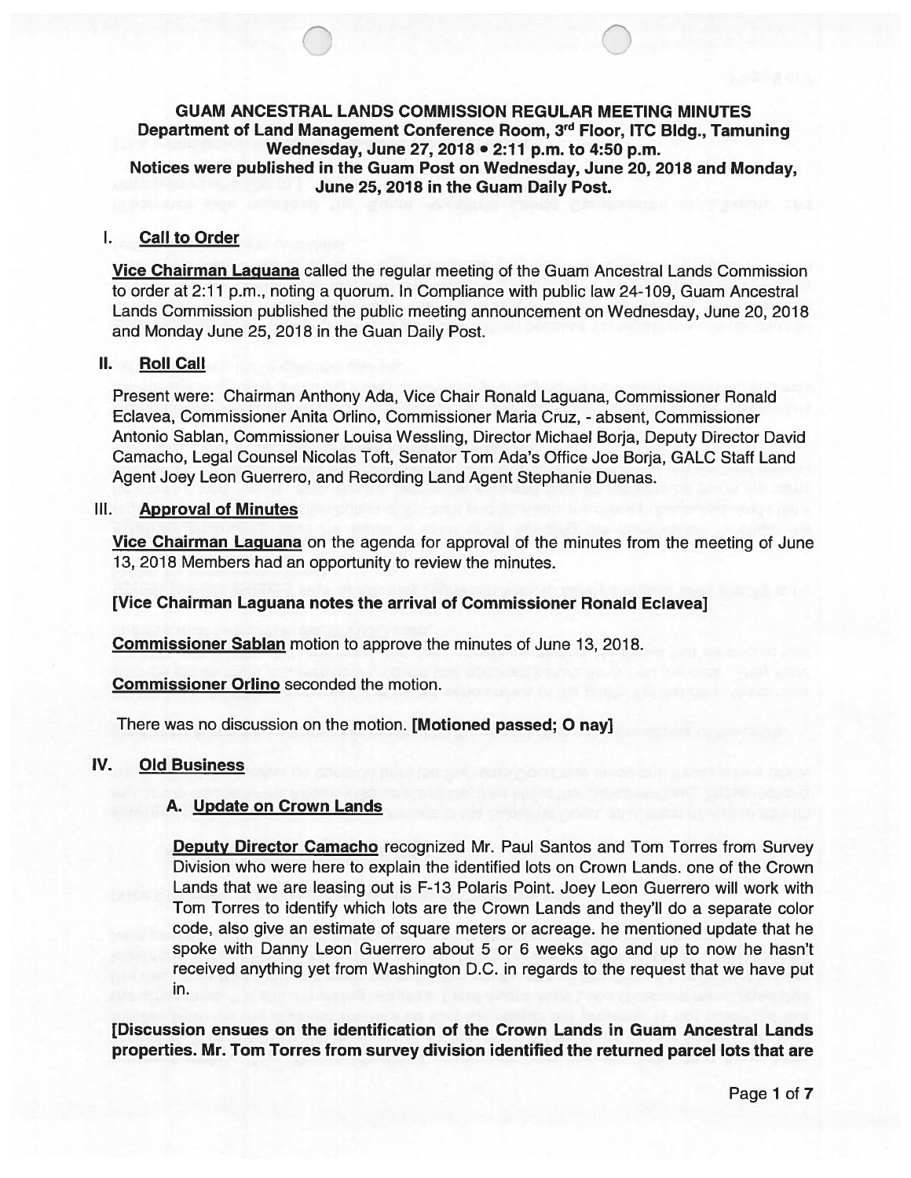# GUAM ANCESTRAL LANDS COMMISSION REGULAR MEETING MINUTES

**Department of Land Management Conference Room, 3rd Floor, ITC Bldg., Tamuning**
**Wednesday, June 27, 2018 • 2:11 p.m. to 4:50 p.m.**
**Notices were published in the Guam Post on Wednesday, June 20, 2018 and Monday, June 25, 2018 in the Guam Daily Post.**

## I. Call to Order

**Vice Chairman Laguana** called the regular meeting of the Guam Ancestral Lands Commission to order at 2:11 p.m., noting a quorum. In Compliance with public law 24-109, Guam Ancestral Lands Commission published the public meeting announcement on Wednesday, June 20, 2018 and Monday June 25, 2018 in the Guan Daily Post.

## II. Roll Call

Present were: Chairman Anthony Ada, Vice Chair Ronald Laguana, Commissioner Ronald Eclavea, Commissioner Anita Orlino, Commissioner Maria Cruz, - absent, Commissioner Antonio Sablan, Commissioner Louisa Wessling, Director Michael Borja, Deputy Director David Camacho, Legal Counsel Nicolas Toft, Senator Tom Ada's Office Joe Borja, GALC Staff Land Agent Joey Leon Guerrero, and Recording Land Agent Stephanie Duenas.

## III. Approval of Minutes

**Vice Chairman Laguana** on the agenda for approval of the minutes from the meeting of June 13, 2018 Members had an opportunity to review the minutes.

**[Vice Chairman Laguana notes the arrival of Commissioner Ronald Eclavea]**

**Commissioner Sablan** motion to approve the minutes of June 13, 2018.

**Commissioner Orlino** seconded the motion.

There was no discussion on the motion. **[Motioned passed; O nay]**

## IV. Old Business

### A. Update on Crown Lands

**Deputy Director Camacho** recognized Mr. Paul Santos and Tom Torres from Survey Division who were here to explain the identified lots on Crown Lands. one of the Crown Lands that we are leasing out is F-13 Polaris Point. Joey Leon Guerrero will work with Tom Torres to identify which lots are the Crown Lands and they'll do a separate color code, also give an estimate of square meters or acreage. he mentioned update that he spoke with Danny Leon Guerrero about 5 or 6 weeks ago and up to now he hasn't received anything yet from Washington D.C. in regards to the request that we have put in.

**[Discussion ensues on the identification of the Crown Lands in Guam Ancestral Lands properties. Mr. Tom Torres from survey division identified the returned parcel lots that are**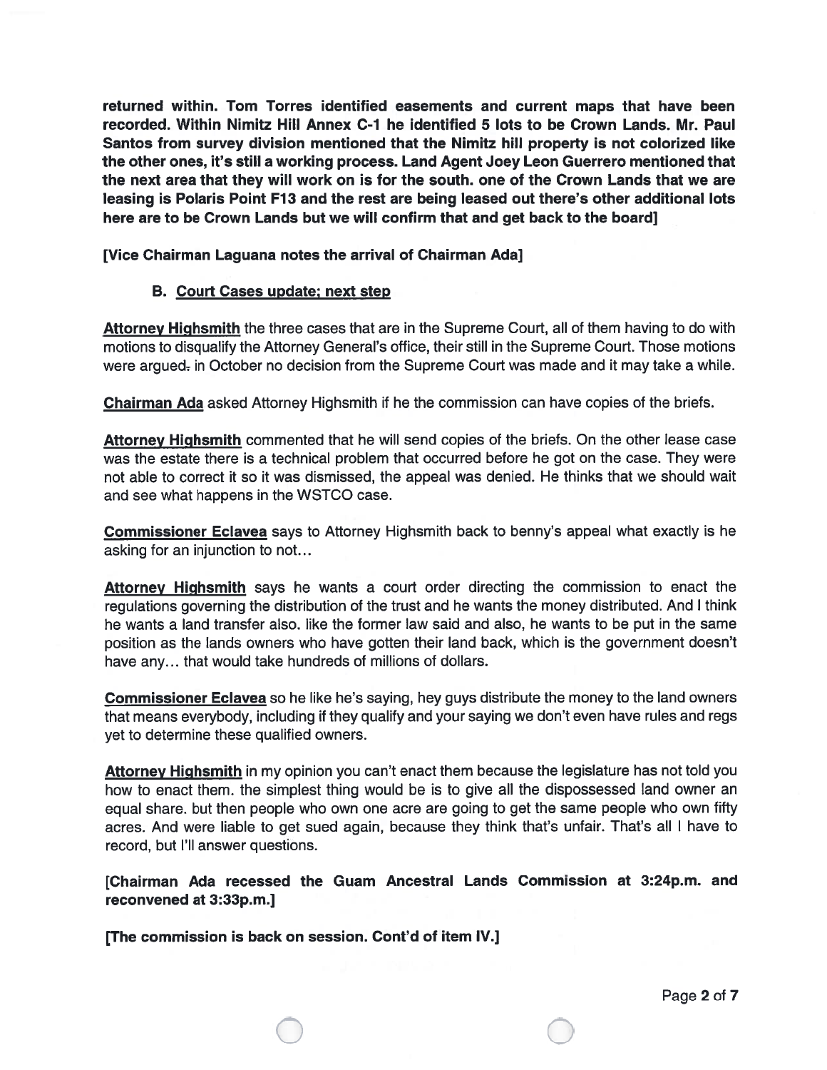**returned within. Tom Torres identified easements and current maps that have been recorded. Within Nimitz Hill Annex C-1 he identified 5 lots to be Crown Lands. Mr. Paul Santos from survey division mentioned that the Nimitz hill property is not colorized like the other ones, it's still a working process. Land Agent Joey Leon Guerrero mentioned that the next area that they will work on is for the south. one of the Crown Lands that we are leasing is Polaris Point F13 and the rest are being leased out there's other additional lots here are to be Crown Lands but we will confirm that and get back to the board]**

**[Vice Chairman Laguana notes the arrival of Chairman Ada]**

### B. Court Cases update; next step

**Attorney Highsmith** the three cases that are in the Supreme Court, all of them having to do with motions to disqualify the Attorney General's office, their still in the Supreme Court. Those motions were argued. in October no decision from the Supreme Court was made and it may take a while.

**Chairman Ada** asked Attorney Highsmith if he the commission can have copies of the briefs.

**Attorney Highsmith** commented that he will send copies of the briefs. On the other lease case was the estate there is a technical problem that occurred before he got on the case. They were not able to correct it so it was dismissed, the appeal was denied. He thinks that we should wait and see what happens in the WSTCO case.

**Commissioner Eclavea** says to Attorney Highsmith back to benny's appeal what exactly is he asking for an injunction to not...

**Attorney Highsmith** says he wants a court order directing the commission to enact the regulations governing the distribution of the trust and he wants the money distributed. And I think he wants a land transfer also. like the former law said and also, he wants to be put in the same position as the lands owners who have gotten their land back, which is the government doesn't have any... that would take hundreds of millions of dollars.

**Commissioner Eclavea** so he like he's saying, hey guys distribute the money to the land owners that means everybody, including if they qualify and your saying we don't even have rules and regs yet to determine these qualified owners.

**Attorney Highsmith** in my opinion you can't enact them because the legislature has not told you how to enact them. the simplest thing would be is to give all the dispossessed land owner an equal share. but then people who own one acre are going to get the same people who own fifty acres. And were liable to get sued again, because they think that's unfair. That's all I have to record, but I'll answer questions.

**[Chairman Ada recessed the Guam Ancestral Lands Commission at 3:24p.m. and reconvened at 3:33p.m.]**

**[The commission is back on session. Cont'd of item IV.]**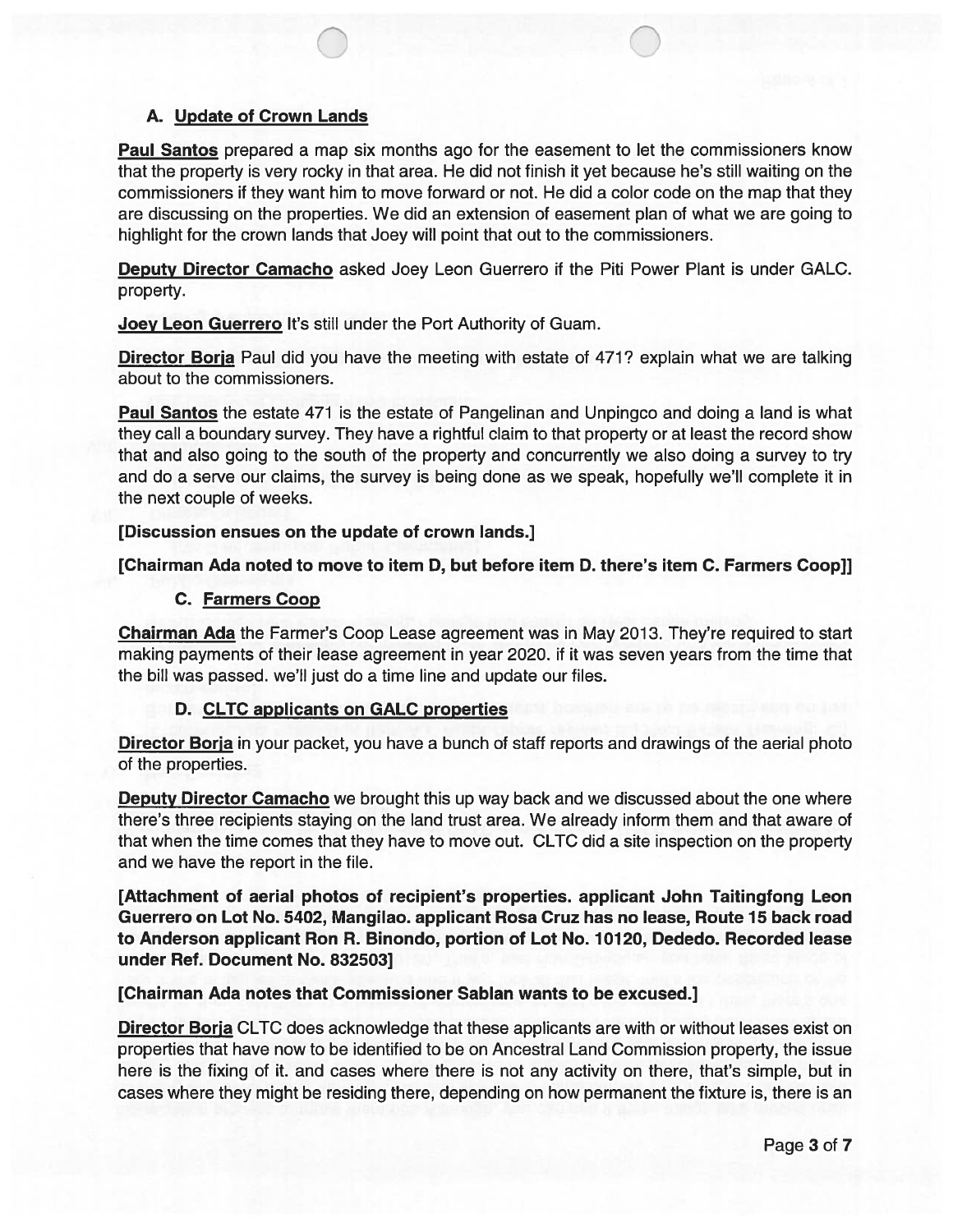### A. Update of Crown Lands

**Paul Santos** prepared a map six months ago for the easement to let the commissioners know that the property is very rocky in that area. He did not finish it yet because he's still waiting on the commissioners if they want him to move forward or not. He did a color code on the map that they are discussing on the properties. We did an extension of easement plan of what we are going to highlight for the crown lands that Joey will point that out to the commissioners.

**Deputy Director Camacho** asked Joey Leon Guerrero if the Piti Power Plant is under GALC. property.

**Joey Leon Guerrero** It's still under the Port Authority of Guam.

**Director Borja** Paul did you have the meeting with estate of 471? explain what we are talking about to the commissioners.

**Paul Santos** the estate 471 is the estate of Pangelinan and Unpingco and doing a land is what they call a boundary survey. They have a rightful claim to that property or at least the record show that and also going to the south of the property and concurrently we also doing a survey to try and do a serve our claims, the survey is being done as we speak, hopefully we'll complete it in the next couple of weeks.

**[Discussion ensues on the update of crown lands.]**

**[Chairman Ada noted to move to item D, but before item D. there's item C. Farmers Coop]]**

### C. Farmers Coop

**Chairman Ada** the Farmer's Coop Lease agreement was in May 2013. They're required to start making payments of their lease agreement in year 2020. if it was seven years from the time that the bill was passed. we'll just do a time line and update our files.

### D. CLTC applicants on GALC properties

**Director Borja** in your packet, you have a bunch of staff reports and drawings of the aerial photo of the properties.

**Deputy Director Camacho** we brought this up way back and we discussed about the one where there's three recipients staying on the land trust area. We already inform them and that aware of that when the time comes that they have to move out. CLTC did a site inspection on the property and we have the report in the file.

**[Attachment of aerial photos of recipient's properties. applicant John Taitingfong Leon Guerrero on Lot No. 5402, Mangilao. applicant Rosa Cruz has no lease, Route 15 back road to Anderson applicant Ron R. Binondo, portion of Lot No. 10120, Dededo. Recorded lease under Ref. Document No. 832503]**

**[Chairman Ada notes that Commissioner Sablan wants to be excused.]**

**Director Borja** CLTC does acknowledge that these applicants are with or without leases exist on properties that have now to be identified to be on Ancestral Land Commission property, the issue here is the fixing of it. and cases where there is not any activity on there, that's simple, but in cases where they might be residing there, depending on how permanent the fixture is, there is an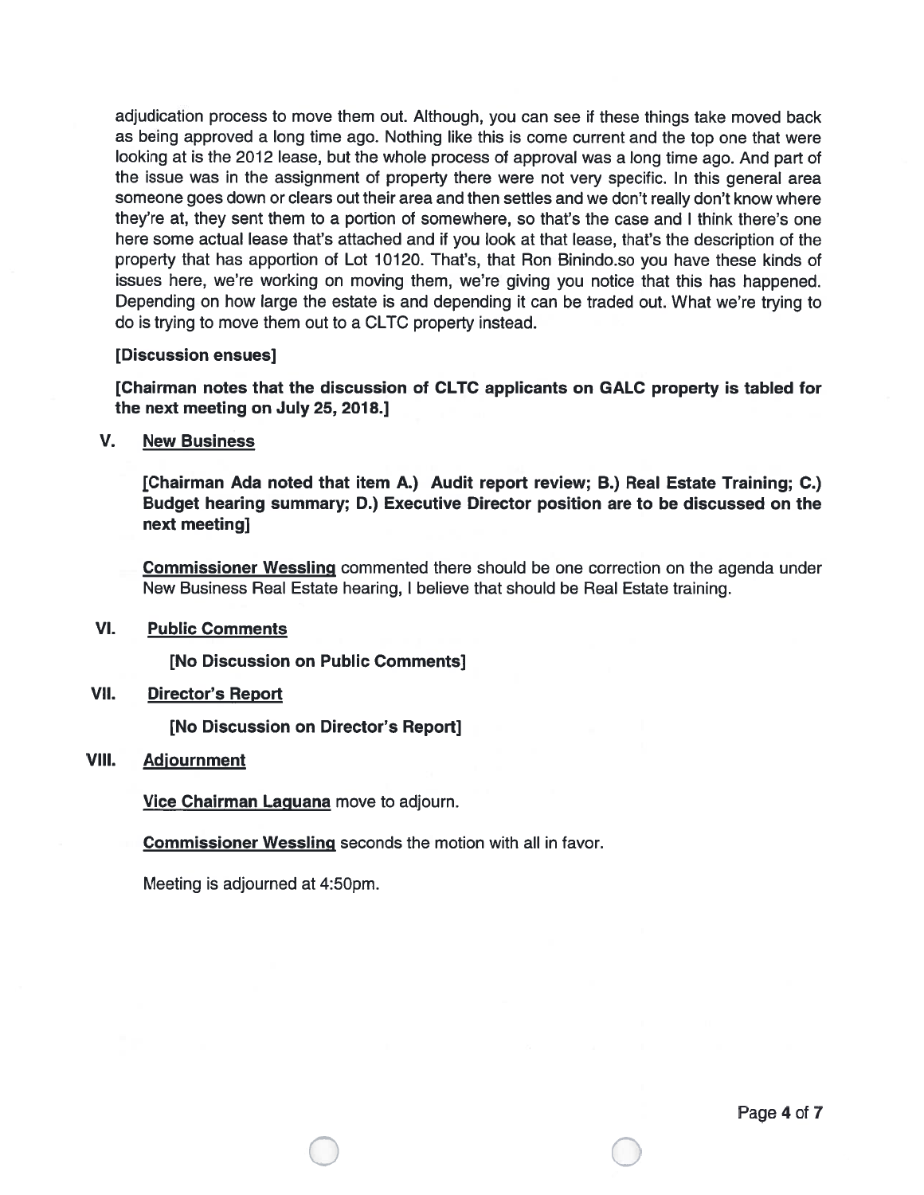adjudication process to move them out. Although, you can see if these things take moved back as being approved a long time ago. Nothing like this is come current and the top one that were looking at is the 2012 lease, but the whole process of approval was a long time ago. And part of the issue was in the assignment of property there were not very specific. In this general area someone goes down or clears out their area and then settles and we don't really don't know where they're at, they sent them to a portion of somewhere, so that's the case and I think there's one here some actual lease that's attached and if you look at that lease, that's the description of the property that has apportion of Lot 10120. That's, that Ron Binindo.so you have these kinds of issues here, we're working on moving them, we're giving you notice that this has happened. Depending on how large the estate is and depending it can be traded out. What we're trying to do is trying to move them out to a CLTC property instead.

**[Discussion ensues]**

**[Chairman notes that the discussion of CLTC applicants on GALC property is tabled for the next meeting on July 25, 2018.]**

## V. New Business

**[Chairman Ada noted that item A.) Audit report review; B.) Real Estate Training; C.) Budget hearing summary; D.) Executive Director position are to be discussed on the next meeting]**

**Commissioner Wessling** commented there should be one correction on the agenda under New Business Real Estate hearing, I believe that should be Real Estate training.

## VI. Public Comments

**[No Discussion on Public Comments]**

## VII. Director's Report

**[No Discussion on Director's Report]**

## VIII. Adjournment

**Vice Chairman Laguana** move to adjourn.

**Commissioner Wessling** seconds the motion with all in favor.

Meeting is adjourned at 4:50pm.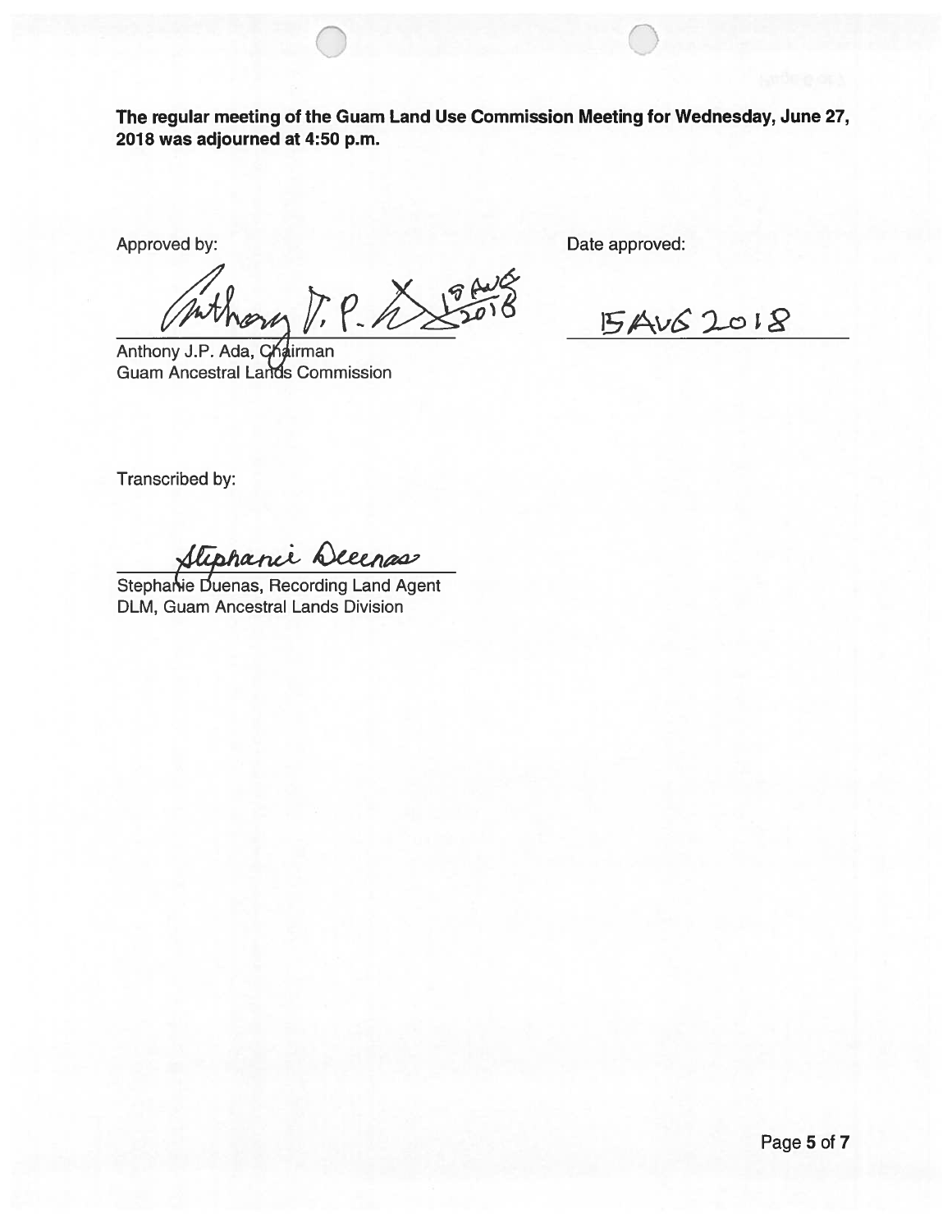**The regular meeting of the Guam Land Use Commission Meeting for Wednesday, June 27, 2018 was adjourned at 4:50 p.m.**

Approved by:

Anthony J.P. Ada, Chairman
Guam Ancestral Lands Commission

Date approved:

15 AUG 2018

Transcribed by:

Stephanie Duenas, Recording Land Agent
DLM, Guam Ancestral Lands Division